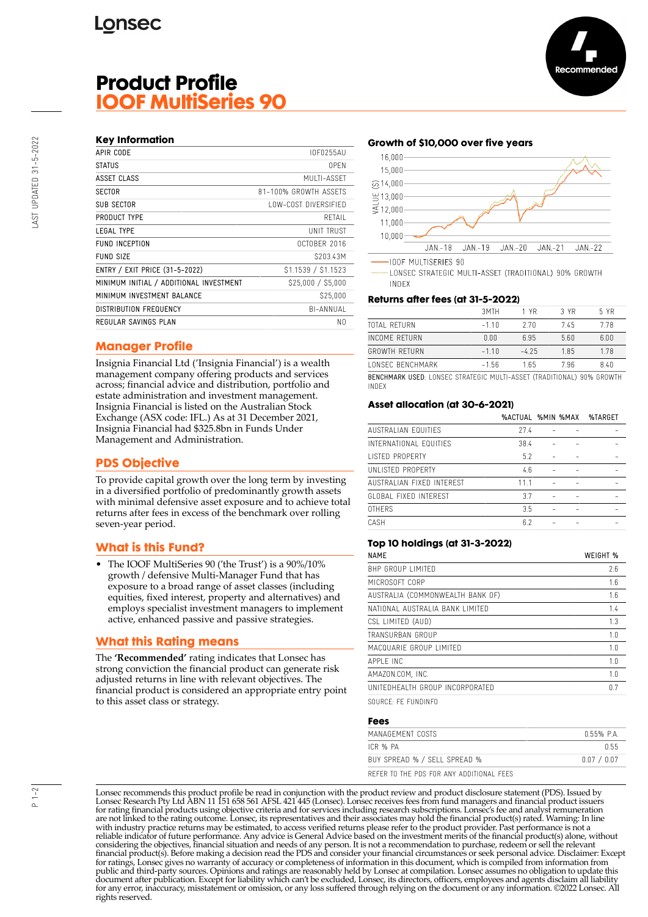Lonsec

# Product Profile
# IOOF MultiSeries 90

Recommended

## Key Information

| | |
|---|---|
| APIR CODE | IOF0255AU |
| STATUS | OPEN |
| ASSET CLASS | MULTI-ASSET |
| SECTOR | 81-100% GROWTH ASSETS |
| SUB SECTOR | LOW-COST DIVERSIFIED |
| PRODUCT TYPE | RETAIL |
| LEGAL TYPE | UNIT TRUST |
| FUND INCEPTION | OCTOBER 2016 |
| FUND SIZE | $203.43M |
| ENTRY / EXIT PRICE (31-5-2022) | $1.1539 / $1.1523 |
| MINIMUM INITIAL / ADDITIONAL INVESTMENT | $25,000 / $5,000 |
| MINIMUM INVESTMENT BALANCE | $25,000 |
| DISTRIBUTION FREQUENCY | BI-ANNUAL |
| REGULAR SAVINGS PLAN | NO |

## Manager Profile

Insignia Financial Ltd ('Insignia Financial') is a wealth management company offering products and services across; financial advice and distribution, portfolio and estate administration and investment management. Insignia Financial is listed on the Australian Stock Exchange (ASX code: IFL.) As at 31 December 2021, Insignia Financial had $325.8bn in Funds Under Management and Administration.

## PDS Objective

To provide capital growth over the long term by investing in a diversified portfolio of predominantly growth assets with minimal defensive asset exposure and to achieve total returns after fees in excess of the benchmark over rolling seven-year period.

## What is this Fund?

- The IOOF MultiSeries 90 ('the Trust') is a 90%/10% growth / defensive Multi-Manager Fund that has exposure to a broad range of asset classes (including equities, fixed interest, property and alternatives) and employs specialist investment managers to implement active, enhanced passive and passive strategies.

## What this Rating means

The **'Recommended'** rating indicates that Lonsec has strong conviction the financial product can generate risk adjusted returns in line with relevant objectives. The financial product is considered an appropriate entry point to this asset class or strategy.

## Growth of $10,000 over five years

VALUE ($): 10,000 – 16,000; JAN.-18, JAN.-19, JAN.-20, JAN.-21, JAN.-22

IOOF MULTISERIES 90

LONSEC STRATEGIC MULTI-ASSET (TRADITIONAL) 90% GROWTH INDEX

## Returns after fees (at 31-5-2022)

| | 3MTH | 1 YR | 3 YR | 5 YR |
|---|---|---|---|---|
| TOTAL RETURN | -1.10 | 2.70 | 7.45 | 7.78 |
| INCOME RETURN | 0.00 | 6.95 | 5.60 | 6.00 |
| GROWTH RETURN | -1.10 | -4.25 | 1.85 | 1.78 |
| LONSEC BENCHMARK | -1.56 | 1.65 | 7.96 | 8.40 |

BENCHMARK USED: LONSEC STRATEGIC MULTI-ASSET (TRADITIONAL) 90% GROWTH INDEX

## Asset allocation (at 30-6-2021)

| | %ACTUAL | %MIN | %MAX | %TARGET |
|---|---|---|---|---|
| AUSTRALIAN EQUITIES | 27.4 | - | - | - |
| INTERNATIONAL EQUITIES | 38.4 | - | - | - |
| LISTED PROPERTY | 5.2 | - | - | - |
| UNLISTED PROPERTY | 4.6 | - | - | - |
| AUSTRALIAN FIXED INTEREST | 11.1 | - | - | - |
| GLOBAL FIXED INTEREST | 3.7 | - | - | - |
| OTHERS | 3.5 | - | - | - |
| CASH | 6.2 | - | - | - |

## Top 10 holdings (at 31-3-2022)

| NAME | WEIGHT % |
|---|---|
| BHP GROUP LIMITED | 2.6 |
| MICROSOFT CORP | 1.6 |
| AUSTRALIA (COMMONWEALTH BANK OF) | 1.6 |
| NATIONAL AUSTRALIA BANK LIMITED | 1.4 |
| CSL LIMITED (AUD) | 1.3 |
| TRANSURBAN GROUP | 1.0 |
| MACQUARIE GROUP LIMITED | 1.0 |
| APPLE INC | 1.0 |
| AMAZON.COM, INC. | 1.0 |
| UNITEDHEALTH GROUP INCORPORATED | 0.7 |

SOURCE: FE FUNDINFO

## Fees

| | |
|---|---|
| MANAGEMENT COSTS | 0.55% P.A. |
| ICR % PA | 0.55 |
| BUY SPREAD % / SELL SPREAD % | 0.07 / 0.07 |

REFER TO THE PDS FOR ANY ADDITIONAL FEES

Lonsec recommends this product profile be read in conjunction with the product review and product disclosure statement (PDS). Issued by Lonsec Research Pty Ltd ABN 11 151 658 561 AFSL 421 445 (Lonsec). Lonsec receives fees from fund managers and financial product issuers for rating financial products using objective criteria and for services including research subscriptions. Lonsec's fee and analyst remuneration are not linked to the rating outcome. Lonsec, its representatives and their associates may hold the financial product(s) rated. Warning: In line with industry practice returns may be estimated, to access verified returns please refer to the product provider. Past performance is not a reliable indicator of future performance. Any advice is General Advice based on the investment merits of the financial product(s) alone, without considering the objectives, financial situation and needs of any person. It is not a recommendation to purchase, redeem or sell the relevant financial product(s). Before making a decision read the PDS and consider your financial circumstances or seek personal advice. Disclaimer: Except for ratings, Lonsec gives no warranty of accuracy or completeness of information in this document, which is compiled from information from public and third-party sources. Opinions and ratings are reasonably held by Lonsec at compilation. Lonsec assumes no obligation to update this document after publication. Except for liability which can't be excluded, Lonsec, its directors, officers, employees and agents disclaim all liability for any error, inaccuracy, misstatement or omission, or any loss suffered through relying on the document or any information. ©2022 Lonsec. All rights reserved.

LAST UPDATED 31-5-2022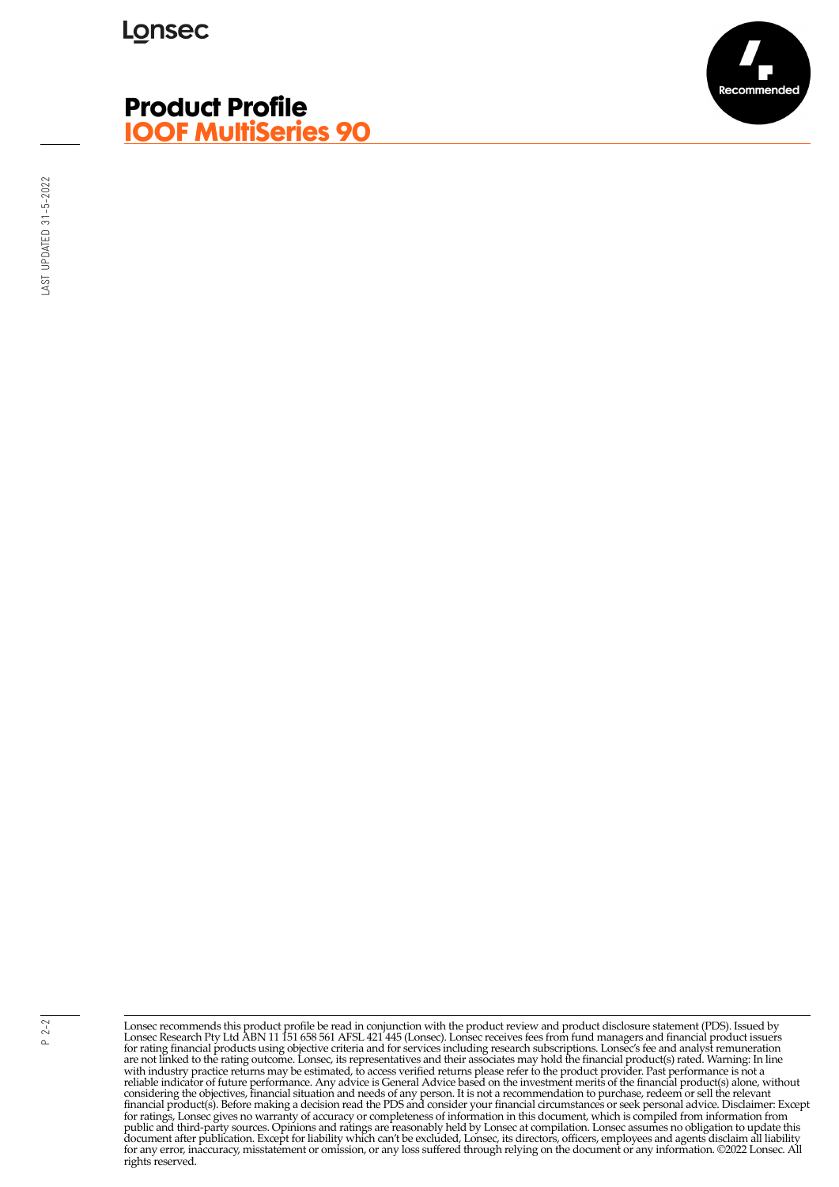# Product Profile
## IOOF MultiSeries 90

Recommended

Lonsec recommends this product profile be read in conjunction with the product review and product disclosure statement (PDS). Issued by Lonsec Research Pty Ltd ABN 11 151 658 561 AFSL 421 445 (Lonsec). Lonsec receives fees from fund managers and financial product issuers for rating financial products using objective criteria and for services including research subscriptions. Lonsec's fee and analyst remuneration are not linked to the rating outcome. Lonsec, its representatives and their associates may hold the financial product(s) rated. Warning: In line with industry practice returns may be estimated, to access verified returns please refer to the product provider. Past performance is not a reliable indicator of future performance. Any advice is General Advice based on the investment merits of the financial product(s) alone, without considering the objectives, financial situation and needs of any person. It is not a recommendation to purchase, redeem or sell the relevant financial product(s). Before making a decision read the PDS and consider your financial circumstances or seek personal advice. Disclaimer: Except for ratings, Lonsec gives no warranty of accuracy or completeness of information in this document, which is compiled from information from public and third-party sources. Opinions and ratings are reasonably held by Lonsec at compilation. Lonsec assumes no obligation to update this document after publication. Except for liability which can't be excluded, Lonsec, its directors, officers, employees and agents disclaim all liability for any error, inaccuracy, misstatement or omission, or any loss suffered through relying on the document or any information. ©2022 Lonsec. All rights reserved.